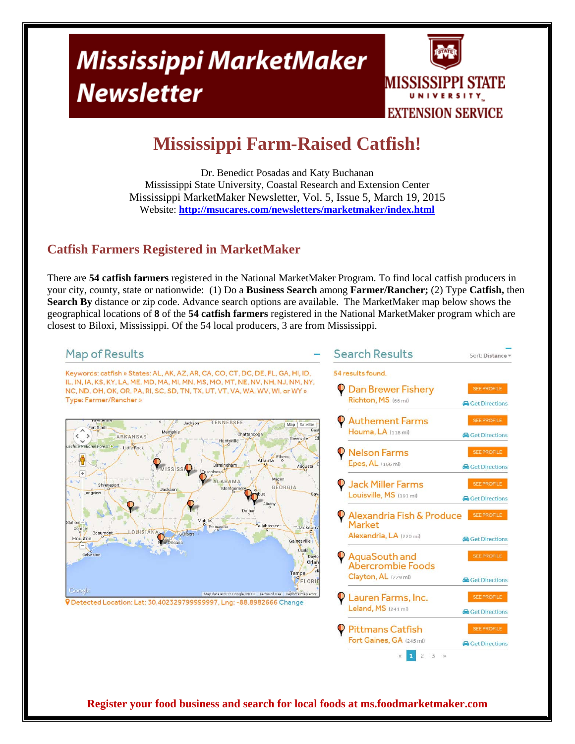# Mississippi MarketMaker Newsletter

MISSISSIPPI STATE UNIVERSITY EXTENSION SERVICE

# Mississippi Farm-Raised Catfish!

Dr. Benedict Posadas and Katy Buchanan
Mississippi State University, Coastal Research and Extension Center
Mississippi MarketMaker Newsletter, Vol. 5, Issue 5, March 19, 2015
Website: **http://msucares.com/newsletters/marketmaker/index.html**

## Catfish Farmers Registered in MarketMaker

There are **54 catfish farmers** registered in the National MarketMaker Program. To find local catfish producers in your city, county, state or nationwide: (1) Do a **Business Search** among **Farmer/Rancher;** (2) Type **Catfish,** then **Search By** distance or zip code. Advance search options are available. The MarketMaker map below shows the geographical locations of **8** of the **54 catfish farmers** registered in the National MarketMaker program which are closest to Biloxi, Mississippi. Of the 54 local producers, 3 are from Mississippi.

### Map of Results

Keywords: catfish » States: AL, AK, AZ, AR, CA, CO, CT, DC, DE, FL, GA, HI, ID, IL, IN, IA, KS, KY, LA, ME, MD, MA, MI, MN, MS, MO, MT, NE, NV, NH, NJ, NM, NY, NC, ND, OH, OK, OR, PA, RI, SC, SD, TN, TX, UT, VT, VA, WA, WV, WI, or WY » Type: Farmer/Rancher »

Detected Location: Lat: 30.402329799999997, Lng: -88.8982666 Change

### Search Results

Sort: Distance

54 results found.

- **Dan Brewer Fishery** — Richton, MS (66 mi)
- **Authement Farms** — Houma, LA (118 mi)
- **Nelson Farms** — Epes, AL (166 mi)
- **Jack Miller Farms** — Louisville, MS (191 mi)
- **Alexandria Fish & Produce Market** — Alexandria, LA (220 mi)
- **AquaSouth and Abercrombie Foods** — Clayton, AL (229 mi)
- **Lauren Farms, Inc.** — Leland, MS (241 mi)
- **Pittmans Catfish** — Fort Gaines, GA (245 mi)

« 1 2 3 »

**Register your food business and search for local foods at ms.foodmarketmaker.com**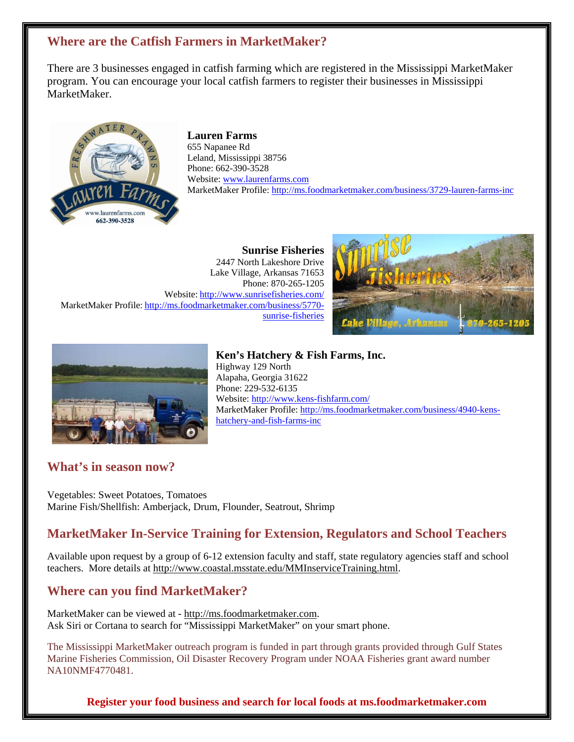## Where are the Catfish Farmers in MarketMaker?

There are 3 businesses engaged in catfish farming which are registered in the Mississippi MarketMaker program. You can encourage your local catfish farmers to register their businesses in Mississippi MarketMaker.

**Lauren Farms**
655 Napanee Rd
Leland, Mississippi 38756
Phone: 662-390-3528
Website: www.laurenfarms.com
MarketMaker Profile: http://ms.foodmarketmaker.com/business/3729-lauren-farms-inc

**Sunrise Fisheries**
2447 North Lakeshore Drive
Lake Village, Arkansas 71653
Phone: 870-265-1205
Website: http://www.sunrisefisheries.com/
MarketMaker Profile: http://ms.foodmarketmaker.com/business/5770-sunrise-fisheries

**Ken's Hatchery & Fish Farms, Inc.**
Highway 129 North
Alapaha, Georgia 31622
Phone: 229-532-6135
Website: http://www.kens-fishfarm.com/
MarketMaker Profile: http://ms.foodmarketmaker.com/business/4940-kens-hatchery-and-fish-farms-inc

## What's in season now?

Vegetables: Sweet Potatoes, Tomatoes
Marine Fish/Shellfish: Amberjack, Drum, Flounder, Seatrout, Shrimp

## MarketMaker In-Service Training for Extension, Regulators and School Teachers

Available upon request by a group of 6-12 extension faculty and staff, state regulatory agencies staff and school teachers. More details at http://www.coastal.msstate.edu/MMInserviceTraining.html.

## Where can you find MarketMaker?

MarketMaker can be viewed at - http://ms.foodmarketmaker.com.
Ask Siri or Cortana to search for "Mississippi MarketMaker" on your smart phone.

The Mississippi MarketMaker outreach program is funded in part through grants provided through Gulf States Marine Fisheries Commission, Oil Disaster Recovery Program under NOAA Fisheries grant award number NA10NMF4770481.

**Register your food business and search for local foods at ms.foodmarketmaker.com**